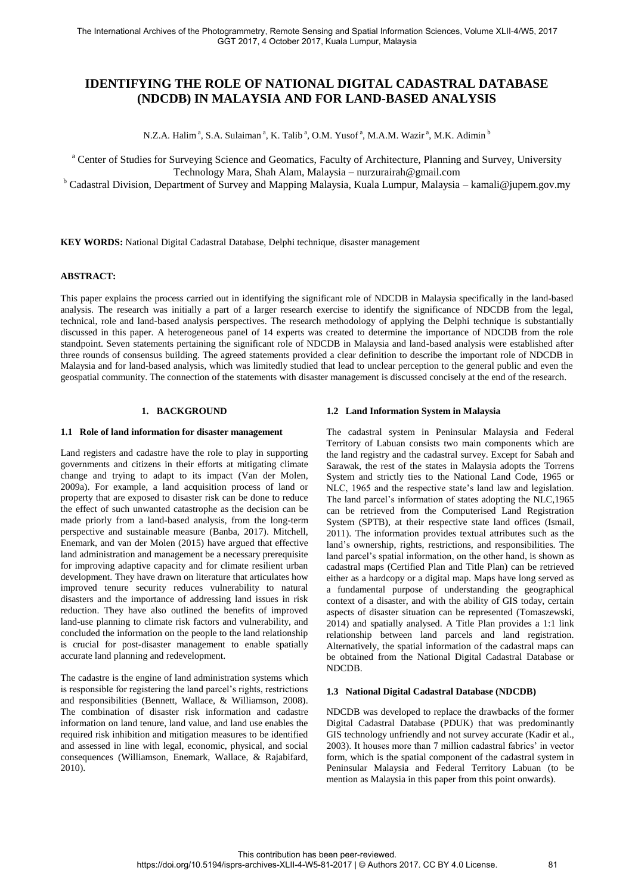# IDENTIFYING THE ROLE OF NATIONAL DIGITAL CADASTRAL DATABASE (NDCDB) IN MALAYSIA AND FOR LAND-BASED ANALYSIS

N.Z.A. Halim [a], S.A. Sulaiman [a], K. Talib [a], O.M. Yusof [a], M.A.M. Wazir [a], M.K. Adimin [b]

[a] Center of Studies for Surveying Science and Geomatics, Faculty of Architecture, Planning and Survey, University Technology Mara, Shah Alam, Malaysia – nurzurairah@gmail.com

[b] Cadastral Division, Department of Survey and Mapping Malaysia, Kuala Lumpur, Malaysia – kamali@jupem.gov.my

**KEY WORDS:** National Digital Cadastral Database, Delphi technique, disaster management

**ABSTRACT:**

This paper explains the process carried out in identifying the significant role of NDCDB in Malaysia specifically in the land-based analysis. The research was initially a part of a larger research exercise to identify the significance of NDCDB from the legal, technical, role and land-based analysis perspectives. The research methodology of applying the Delphi technique is substantially discussed in this paper. A heterogeneous panel of 14 experts was created to determine the importance of NDCDB from the role standpoint. Seven statements pertaining the significant role of NDCDB in Malaysia and land-based analysis were established after three rounds of consensus building. The agreed statements provided a clear definition to describe the important role of NDCDB in Malaysia and for land-based analysis, which was limitedly studied that lead to unclear perception to the general public and even the geospatial community. The connection of the statements with disaster management is discussed concisely at the end of the research.

## 1. BACKGROUND

### 1.1 Role of land information for disaster management

Land registers and cadastre have the role to play in supporting governments and citizens in their efforts at mitigating climate change and trying to adapt to its impact (Van der Molen, 2009a). For example, a land acquisition process of land or property that are exposed to disaster risk can be done to reduce the effect of such unwanted catastrophe as the decision can be made priorly from a land-based analysis, from the long-term perspective and sustainable measure (Banba, 2017). Mitchell, Enemark, and van der Molen (2015) have argued that effective land administration and management be a necessary prerequisite for improving adaptive capacity and for climate resilient urban development. They have drawn on literature that articulates how improved tenure security reduces vulnerability to natural disasters and the importance of addressing land issues in risk reduction. They have also outlined the benefits of improved land-use planning to climate risk factors and vulnerability, and concluded the information on the people to the land relationship is crucial for post-disaster management to enable spatially accurate land planning and redevelopment.

The cadastre is the engine of land administration systems which is responsible for registering the land parcel's rights, restrictions and responsibilities (Bennett, Wallace, & Williamson, 2008). The combination of disaster risk information and cadastre information on land tenure, land value, and land use enables the required risk inhibition and mitigation measures to be identified and assessed in line with legal, economic, physical, and social consequences (Williamson, Enemark, Wallace, & Rajabifard, 2010).

### 1.2 Land Information System in Malaysia

The cadastral system in Peninsular Malaysia and Federal Territory of Labuan consists two main components which are the land registry and the cadastral survey. Except for Sabah and Sarawak, the rest of the states in Malaysia adopts the Torrens System and strictly ties to the National Land Code, 1965 or NLC, 1965 and the respective state's land law and legislation. The land parcel's information of states adopting the NLC,1965 can be retrieved from the Computerised Land Registration System (SPTB), at their respective state land offices (Ismail, 2011). The information provides textual attributes such as the land's ownership, rights, restrictions, and responsibilities. The land parcel's spatial information, on the other hand, is shown as cadastral maps (Certified Plan and Title Plan) can be retrieved either as a hardcopy or a digital map. Maps have long served as a fundamental purpose of understanding the geographical context of a disaster, and with the ability of GIS today, certain aspects of disaster situation can be represented (Tomaszewski, 2014) and spatially analysed. A Title Plan provides a 1:1 link relationship between land parcels and land registration. Alternatively, the spatial information of the cadastral maps can be obtained from the National Digital Cadastral Database or NDCDB.

### 1.3 National Digital Cadastral Database (NDCDB)

NDCDB was developed to replace the drawbacks of the former Digital Cadastral Database (PDUK) that was predominantly GIS technology unfriendly and not survey accurate (Kadir et al., 2003). It houses more than 7 million cadastral fabrics' in vector form, which is the spatial component of the cadastral system in Peninsular Malaysia and Federal Territory Labuan (to be mention as Malaysia in this paper from this point onwards).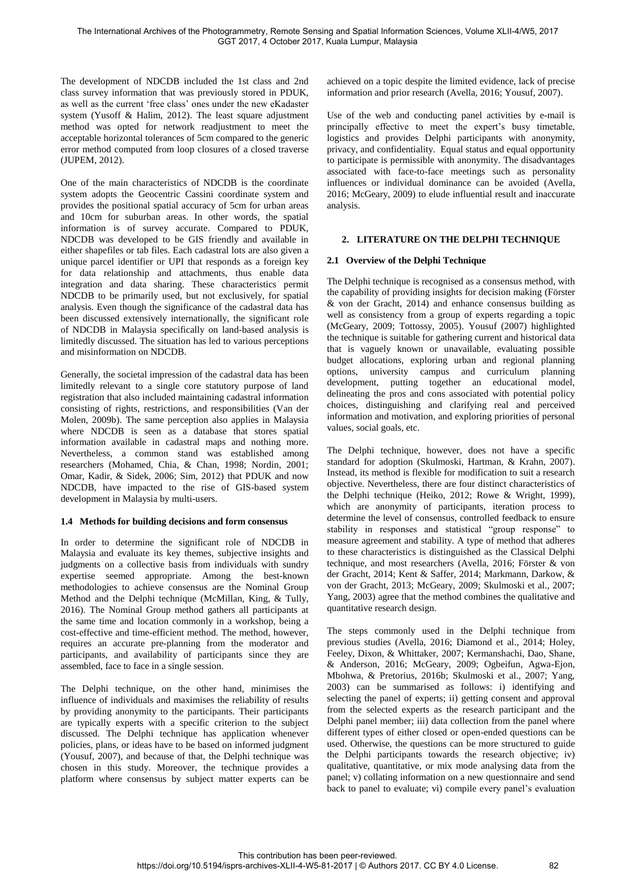The development of NDCDB included the 1st class and 2nd class survey information that was previously stored in PDUK, as well as the current 'free class' ones under the new eKadaster system (Yusoff & Halim, 2012). The least square adjustment method was opted for network readjustment to meet the acceptable horizontal tolerances of 5cm compared to the generic error method computed from loop closures of a closed traverse (JUPEM, 2012).

One of the main characteristics of NDCDB is the coordinate system adopts the Geocentric Cassini coordinate system and provides the positional spatial accuracy of 5cm for urban areas and 10cm for suburban areas. In other words, the spatial information is of survey accurate. Compared to PDUK, NDCDB was developed to be GIS friendly and available in either shapefiles or tab files. Each cadastral lots are also given a unique parcel identifier or UPI that responds as a foreign key for data relationship and attachments, thus enable data integration and data sharing. These characteristics permit NDCDB to be primarily used, but not exclusively, for spatial analysis. Even though the significance of the cadastral data has been discussed extensively internationally, the significant role of NDCDB in Malaysia specifically on land-based analysis is limitedly discussed. The situation has led to various perceptions and misinformation on NDCDB.

Generally, the societal impression of the cadastral data has been limitedly relevant to a single core statutory purpose of land registration that also included maintaining cadastral information consisting of rights, restrictions, and responsibilities (Van der Molen, 2009b). The same perception also applies in Malaysia where NDCDB is seen as a database that stores spatial information available in cadastral maps and nothing more. Nevertheless, a common stand was established among researchers (Mohamed, Chia, & Chan, 1998; Nordin, 2001; Omar, Kadir, & Sidek, 2006; Sim, 2012) that PDUK and now NDCDB, have impacted to the rise of GIS-based system development in Malaysia by multi-users.

### 1.4 Methods for building decisions and form consensus

In order to determine the significant role of NDCDB in Malaysia and evaluate its key themes, subjective insights and judgments on a collective basis from individuals with sundry expertise seemed appropriate. Among the best-known methodologies to achieve consensus are the Nominal Group Method and the Delphi technique (McMillan, King, & Tully, 2016). The Nominal Group method gathers all participants at the same time and location commonly in a workshop, being a cost-effective and time-efficient method. The method, however, requires an accurate pre-planning from the moderator and participants, and availability of participants since they are assembled, face to face in a single session.

The Delphi technique, on the other hand, minimises the influence of individuals and maximises the reliability of results by providing anonymity to the participants. Their participants are typically experts with a specific criterion to the subject discussed. The Delphi technique has application whenever policies, plans, or ideas have to be based on informed judgment (Yousuf, 2007), and because of that, the Delphi technique was chosen in this study. Moreover, the technique provides a platform where consensus by subject matter experts can be achieved on a topic despite the limited evidence, lack of precise information and prior research (Avella, 2016; Yousuf, 2007).

Use of the web and conducting panel activities by e-mail is principally effective to meet the expert's busy timetable, logistics and provides Delphi participants with anonymity, privacy, and confidentiality. Equal status and equal opportunity to participate is permissible with anonymity. The disadvantages associated with face-to-face meetings such as personality influences or individual dominance can be avoided (Avella, 2016; McGeary, 2009) to elude influential result and inaccurate analysis.

## 2. LITERATURE ON THE DELPHI TECHNIQUE

### 2.1 Overview of the Delphi Technique

The Delphi technique is recognised as a consensus method, with the capability of providing insights for decision making (Förster & von der Gracht, 2014) and enhance consensus building as well as consistency from a group of experts regarding a topic (McGeary, 2009; Tottossy, 2005). Yousuf (2007) highlighted the technique is suitable for gathering current and historical data that is vaguely known or unavailable, evaluating possible budget allocations, exploring urban and regional planning options, university campus and curriculum planning development, putting together an educational model, delineating the pros and cons associated with potential policy choices, distinguishing and clarifying real and perceived information and motivation, and exploring priorities of personal values, social goals, etc.

The Delphi technique, however, does not have a specific standard for adoption (Skulmoski, Hartman, & Krahn, 2007). Instead, its method is flexible for modification to suit a research objective. Nevertheless, there are four distinct characteristics of the Delphi technique (Heiko, 2012; Rowe & Wright, 1999), which are anonymity of participants, iteration process to determine the level of consensus, controlled feedback to ensure stability in responses and statistical "group response" to measure agreement and stability. A type of method that adheres to these characteristics is distinguished as the Classical Delphi technique, and most researchers (Avella, 2016; Förster & von der Gracht, 2014; Kent & Saffer, 2014; Markmann, Darkow, & von der Gracht, 2013; McGeary, 2009; Skulmoski et al., 2007; Yang, 2003) agree that the method combines the qualitative and quantitative research design.

The steps commonly used in the Delphi technique from previous studies (Avella, 2016; Diamond et al., 2014; Holey, Feeley, Dixon, & Whittaker, 2007; Kermanshachi, Dao, Shane, & Anderson, 2016; McGeary, 2009; Ogbeifun, Agwa-Ejon, Mbohwa, & Pretorius, 2016b; Skulmoski et al., 2007; Yang, 2003) can be summarised as follows: i) identifying and selecting the panel of experts; ii) getting consent and approval from the selected experts as the research participant and the Delphi panel member; iii) data collection from the panel where different types of either closed or open-ended questions can be used. Otherwise, the questions can be more structured to guide the Delphi participants towards the research objective; iv) qualitative, quantitative, or mix mode analysing data from the panel; v) collating information on a new questionnaire and send back to panel to evaluate; vi) compile every panel's evaluation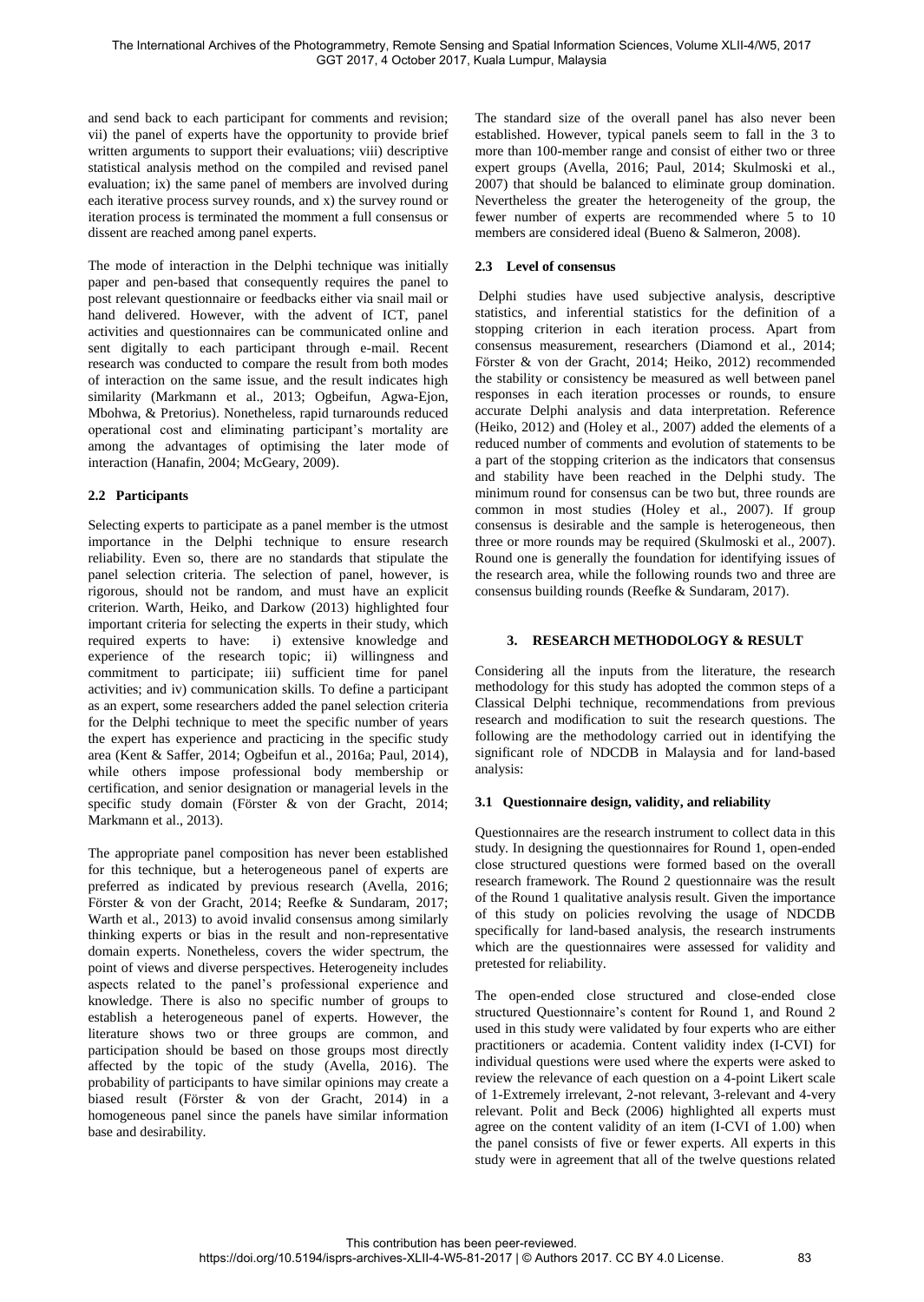and send back to each participant for comments and revision; vii) the panel of experts have the opportunity to provide brief written arguments to support their evaluations; viii) descriptive statistical analysis method on the compiled and revised panel evaluation; ix) the same panel of members are involved during each iterative process survey rounds, and x) the survey round or iteration process is terminated the momment a full consensus or dissent are reached among panel experts.

The mode of interaction in the Delphi technique was initially paper and pen-based that consequently requires the panel to post relevant questionnaire or feedbacks either via snail mail or hand delivered. However, with the advent of ICT, panel activities and questionnaires can be communicated online and sent digitally to each participant through e-mail. Recent research was conducted to compare the result from both modes of interaction on the same issue, and the result indicates high similarity (Markmann et al., 2013; Ogbeifun, Agwa-Ejon, Mbohwa, & Pretorius). Nonetheless, rapid turnarounds reduced operational cost and eliminating participant's mortality are among the advantages of optimising the later mode of interaction (Hanafin, 2004; McGeary, 2009).

## 2.2 Participants

Selecting experts to participate as a panel member is the utmost importance in the Delphi technique to ensure research reliability. Even so, there are no standards that stipulate the panel selection criteria. The selection of panel, however, is rigorous, should not be random, and must have an explicit criterion. Warth, Heiko, and Darkow (2013) highlighted four important criteria for selecting the experts in their study, which required experts to have: i) extensive knowledge and experience of the research topic; ii) willingness and commitment to participate; iii) sufficient time for panel activities; and iv) communication skills. To define a participant as an expert, some researchers added the panel selection criteria for the Delphi technique to meet the specific number of years the expert has experience and practicing in the specific study area (Kent & Saffer, 2014; Ogbeifun et al., 2016a; Paul, 2014), while others impose professional body membership or certification, and senior designation or managerial levels in the specific study domain (Förster & von der Gracht, 2014; Markmann et al., 2013).

The appropriate panel composition has never been established for this technique, but a heterogeneous panel of experts are preferred as indicated by previous research (Avella, 2016; Förster & von der Gracht, 2014; Reefke & Sundaram, 2017; Warth et al., 2013) to avoid invalid consensus among similarly thinking experts or bias in the result and non-representative domain experts. Nonetheless, covers the wider spectrum, the point of views and diverse perspectives. Heterogeneity includes aspects related to the panel's professional experience and knowledge. There is also no specific number of groups to establish a heterogeneous panel of experts. However, the literature shows two or three groups are common, and participation should be based on those groups most directly affected by the topic of the study (Avella, 2016). The probability of participants to have similar opinions may create a biased result (Förster & von der Gracht, 2014) in a homogeneous panel since the panels have similar information base and desirability.

The standard size of the overall panel has also never been established. However, typical panels seem to fall in the 3 to more than 100-member range and consist of either two or three expert groups (Avella, 2016; Paul, 2014; Skulmoski et al., 2007) that should be balanced to eliminate group domination. Nevertheless the greater the heterogeneity of the group, the fewer number of experts are recommended where 5 to 10 members are considered ideal (Bueno & Salmeron, 2008).

## 2.3 Level of consensus

Delphi studies have used subjective analysis, descriptive statistics, and inferential statistics for the definition of a stopping criterion in each iteration process. Apart from consensus measurement, researchers (Diamond et al., 2014; Förster & von der Gracht, 2014; Heiko, 2012) recommended the stability or consistency be measured as well between panel responses in each iteration processes or rounds, to ensure accurate Delphi analysis and data interpretation. Reference (Heiko, 2012) and (Holey et al., 2007) added the elements of a reduced number of comments and evolution of statements to be a part of the stopping criterion as the indicators that consensus and stability have been reached in the Delphi study. The minimum round for consensus can be two but, three rounds are common in most studies (Holey et al., 2007). If group consensus is desirable and the sample is heterogeneous, then three or more rounds may be required (Skulmoski et al., 2007). Round one is generally the foundation for identifying issues of the research area, while the following rounds two and three are consensus building rounds (Reefke & Sundaram, 2017).

# 3. RESEARCH METHODOLOGY & RESULT

Considering all the inputs from the literature, the research methodology for this study has adopted the common steps of a Classical Delphi technique, recommendations from previous research and modification to suit the research questions. The following are the methodology carried out in identifying the significant role of NDCDB in Malaysia and for land-based analysis:

## 3.1 Questionnaire design, validity, and reliability

Questionnaires are the research instrument to collect data in this study. In designing the questionnaires for Round 1, open-ended close structured questions were formed based on the overall research framework. The Round 2 questionnaire was the result of the Round 1 qualitative analysis result. Given the importance of this study on policies revolving the usage of NDCDB specifically for land-based analysis, the research instruments which are the questionnaires were assessed for validity and pretested for reliability.

The open-ended close structured and close-ended close structured Questionnaire's content for Round 1, and Round 2 used in this study were validated by four experts who are either practitioners or academia. Content validity index (I-CVI) for individual questions were used where the experts were asked to review the relevance of each question on a 4-point Likert scale of 1-Extremely irrelevant, 2-not relevant, 3-relevant and 4-very relevant. Polit and Beck (2006) highlighted all experts must agree on the content validity of an item (I-CVI of 1.00) when the panel consists of five or fewer experts. All experts in this study were in agreement that all of the twelve questions related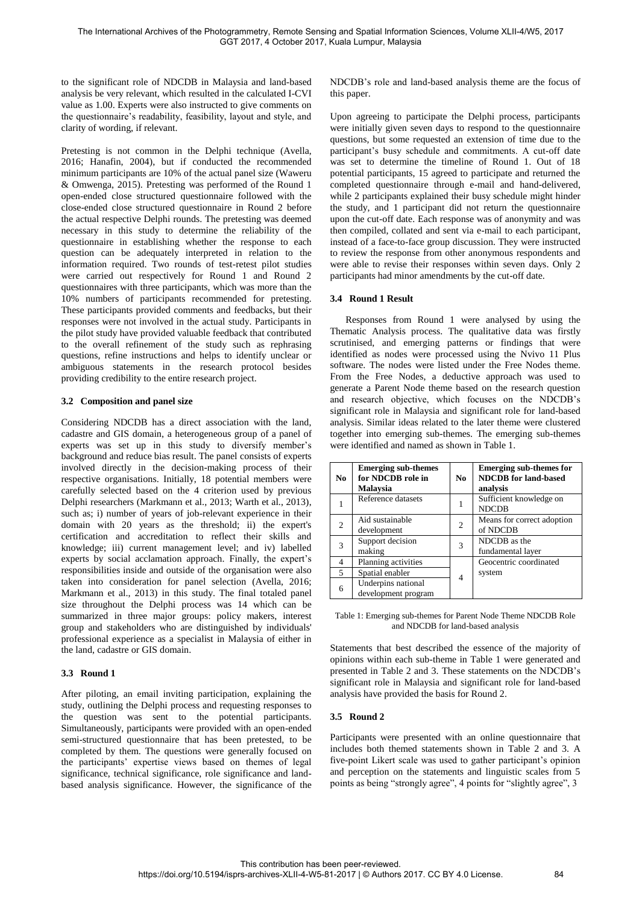to the significant role of NDCDB in Malaysia and land-based analysis be very relevant, which resulted in the calculated I-CVI value as 1.00. Experts were also instructed to give comments on the questionnaire's readability, feasibility, layout and style, and clarity of wording, if relevant.

Pretesting is not common in the Delphi technique (Avella, 2016; Hanafin, 2004), but if conducted the recommended minimum participants are 10% of the actual panel size (Waweru & Omwenga, 2015). Pretesting was performed of the Round 1 open-ended close structured questionnaire followed with the close-ended close structured questionnaire in Round 2 before the actual respective Delphi rounds. The pretesting was deemed necessary in this study to determine the reliability of the questionnaire in establishing whether the response to each question can be adequately interpreted in relation to the information required. Two rounds of test-retest pilot studies were carried out respectively for Round 1 and Round 2 questionnaires with three participants, which was more than the 10% numbers of participants recommended for pretesting. These participants provided comments and feedbacks, but their responses were not involved in the actual study. Participants in the pilot study have provided valuable feedback that contributed to the overall refinement of the study such as rephrasing questions, refine instructions and helps to identify unclear or ambiguous statements in the research protocol besides providing credibility to the entire research project.

### 3.2 Composition and panel size

Considering NDCDB has a direct association with the land, cadastre and GIS domain, a heterogeneous group of a panel of experts was set up in this study to diversify member's background and reduce bias result. The panel consists of experts involved directly in the decision-making process of their respective organisations. Initially, 18 potential members were carefully selected based on the 4 criterion used by previous Delphi researchers (Markmann et al., 2013; Warth et al., 2013), such as; i) number of years of job-relevant experience in their domain with 20 years as the threshold; ii) the expert's certification and accreditation to reflect their skills and knowledge; iii) current management level; and iv) labelled experts by social acclamation approach. Finally, the expert's responsibilities inside and outside of the organisation were also taken into consideration for panel selection (Avella, 2016; Markmann et al., 2013) in this study. The final totaled panel size throughout the Delphi process was 14 which can be summarized in three major groups: policy makers, interest group and stakeholders who are distinguished by individuals' professional experience as a specialist in Malaysia of either in the land, cadastre or GIS domain.

### 3.3 Round 1

After piloting, an email inviting participation, explaining the study, outlining the Delphi process and requesting responses to the question was sent to the potential participants. Simultaneously, participants were provided with an open-ended semi-structured questionnaire that has been pretested, to be completed by them. The questions were generally focused on the participants' expertise views based on themes of legal significance, technical significance, role significance and land-based analysis significance. However, the significance of the NDCDB's role and land-based analysis theme are the focus of this paper.

Upon agreeing to participate the Delphi process, participants were initially given seven days to respond to the questionnaire questions, but some requested an extension of time due to the participant's busy schedule and commitments. A cut-off date was set to determine the timeline of Round 1. Out of 18 potential participants, 15 agreed to participate and returned the completed questionnaire through e-mail and hand-delivered, while 2 participants explained their busy schedule might hinder the study, and 1 participant did not return the questionnaire upon the cut-off date. Each response was of anonymity and was then compiled, collated and sent via e-mail to each participant, instead of a face-to-face group discussion. They were instructed to review the response from other anonymous respondents and were able to revise their responses within seven days. Only 2 participants had minor amendments by the cut-off date.

### 3.4 Round 1 Result

Responses from Round 1 were analysed by using the Thematic Analysis process. The qualitative data was firstly scrutinised, and emerging patterns or findings that were identified as nodes were processed using the Nvivo 11 Plus software. The nodes were listed under the Free Nodes theme. From the Free Nodes, a deductive approach was used to generate a Parent Node theme based on the research question and research objective, which focuses on the NDCDB's significant role in Malaysia and significant role for land-based analysis. Similar ideas related to the later theme were clustered together into emerging sub-themes. The emerging sub-themes were identified and named as shown in Table 1.

| No | Emerging sub-themes for NDCDB role in Malaysia | No | Emerging sub-themes for NDCDB for land-based analysis |
|---|---|---|---|
| 1 | Reference datasets | 1 | Sufficient knowledge on NDCDB |
| 2 | Aid sustainable development | 2 | Means for correct adoption of NDCDB |
| 3 | Support decision making | 3 | NDCDB as the fundamental layer |
| 4 | Planning activities | 4 | Geocentric coordinated system |
| 5 | Spatial enabler | | |
| 6 | Underpins national development program | | |

Table 1: Emerging sub-themes for Parent Node Theme NDCDB Role and NDCDB for land-based analysis

Statements that best described the essence of the majority of opinions within each sub-theme in Table 1 were generated and presented in Table 2 and 3. These statements on the NDCDB's significant role in Malaysia and significant role for land-based analysis have provided the basis for Round 2.

### 3.5 Round 2

Participants were presented with an online questionnaire that includes both themed statements shown in Table 2 and 3. A five-point Likert scale was used to gather participant's opinion and perception on the statements and linguistic scales from 5 points as being "strongly agree", 4 points for "slightly agree", 3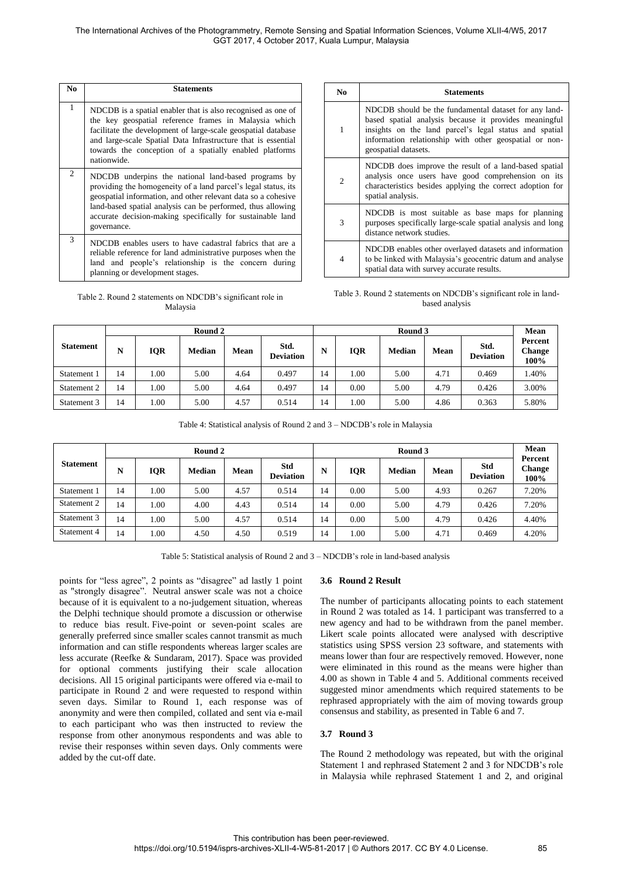| No | Statements |
|---|---|
| 1 | NDCDB is a spatial enabler that is also recognised as one of the key geospatial reference frames in Malaysia which facilitate the development of large-scale geospatial database and large-scale Spatial Data Infrastructure that is essential towards the conception of a spatially enabled platforms nationwide. |
| 2 | NDCDB underpins the national land-based programs by providing the homogeneity of a land parcel's legal status, its geospatial information, and other relevant data so a cohesive land-based spatial analysis can be performed, thus allowing accurate decision-making specifically for sustainable land governance. |
| 3 | NDCDB enables users to have cadastral fabrics that are a reliable reference for land administrative purposes when the land and people's relationship is the concern during planning or development stages. |

Table 2. Round 2 statements on NDCDB's significant role in Malaysia

| No | Statements |
|---|---|
| 1 | NDCDB should be the fundamental dataset for any land-based spatial analysis because it provides meaningful insights on the land parcel's legal status and spatial information relationship with other geospatial or non-geospatial datasets. |
| 2 | NDCDB does improve the result of a land-based spatial analysis once users have good comprehension on its characteristics besides applying the correct adoption for spatial analysis. |
| 3 | NDCDB is most suitable as base maps for planning purposes specifically large-scale spatial analysis and long distance network studies. |
| 4 | NDCDB enables other overlayed datasets and information to be linked with Malaysia's geocentric datum and analyse spatial data with survey accurate results. |

Table 3. Round 2 statements on NDCDB's significant role in land-based analysis

| Statement | Round 2 | | | | | Round 3 | | | | | Mean Percent Change 100% |
|---|---|---|---|---|---|---|---|---|---|---|---|
| | N | IQR | Median | Mean | Std. Deviation | N | IQR | Median | Mean | Std. Deviation | |
| Statement 1 | 14 | 1.00 | 5.00 | 4.64 | 0.497 | 14 | 1.00 | 5.00 | 4.71 | 0.469 | 1.40% |
| Statement 2 | 14 | 1.00 | 5.00 | 4.64 | 0.497 | 14 | 0.00 | 5.00 | 4.79 | 0.426 | 3.00% |
| Statement 3 | 14 | 1.00 | 5.00 | 4.57 | 0.514 | 14 | 1.00 | 5.00 | 4.86 | 0.363 | 5.80% |

Table 4: Statistical analysis of Round 2 and 3 – NDCDB's role in Malaysia

| Statement | Round 2 | | | | | Round 3 | | | | | Mean Percent Change 100% |
|---|---|---|---|---|---|---|---|---|---|---|---|
| | N | IQR | Median | Mean | Std Deviation | N | IQR | Median | Mean | Std Deviation | |
| Statement 1 | 14 | 1.00 | 5.00 | 4.57 | 0.514 | 14 | 0.00 | 5.00 | 4.93 | 0.267 | 7.20% |
| Statement 2 | 14 | 1.00 | 4.00 | 4.43 | 0.514 | 14 | 0.00 | 5.00 | 4.79 | 0.426 | 7.20% |
| Statement 3 | 14 | 1.00 | 5.00 | 4.57 | 0.514 | 14 | 0.00 | 5.00 | 4.79 | 0.426 | 4.40% |
| Statement 4 | 14 | 1.00 | 4.50 | 4.50 | 0.519 | 14 | 1.00 | 5.00 | 4.71 | 0.469 | 4.20% |

Table 5: Statistical analysis of Round 2 and 3 – NDCDB's role in land-based analysis

points for "less agree", 2 points as "disagree" ad lastly 1 point as "strongly disagree". Neutral answer scale was not a choice because of it is equivalent to a no-judgement situation, whereas the Delphi technique should promote a discussion or otherwise to reduce bias result. Five-point or seven-point scales are generally preferred since smaller scales cannot transmit as much information and can stifle respondents whereas larger scales are less accurate (Reefke & Sundaram, 2017). Space was provided for optional comments justifying their scale allocation decisions. All 15 original participants were offered via e-mail to participate in Round 2 and were requested to respond within seven days. Similar to Round 1, each response was of anonymity and were then compiled, collated and sent via e-mail to each participant who was then instructed to review the response from other anonymous respondents and was able to revise their responses within seven days. Only comments were added by the cut-off date.

### 3.6 Round 2 Result

The number of participants allocating points to each statement in Round 2 was totaled as 14. 1 participant was transferred to a new agency and had to be withdrawn from the panel member. Likert scale points allocated were analysed with descriptive statistics using SPSS version 23 software, and statements with means lower than four are respectively removed. However, none were eliminated in this round as the means were higher than 4.00 as shown in Table 4 and 5. Additional comments received suggested minor amendments which required statements to be rephrased appropriately with the aim of moving towards group consensus and stability, as presented in Table 6 and 7.

### 3.7 Round 3

The Round 2 methodology was repeated, but with the original Statement 1 and rephrased Statement 2 and 3 for NDCDB's role in Malaysia while rephrased Statement 1 and 2, and original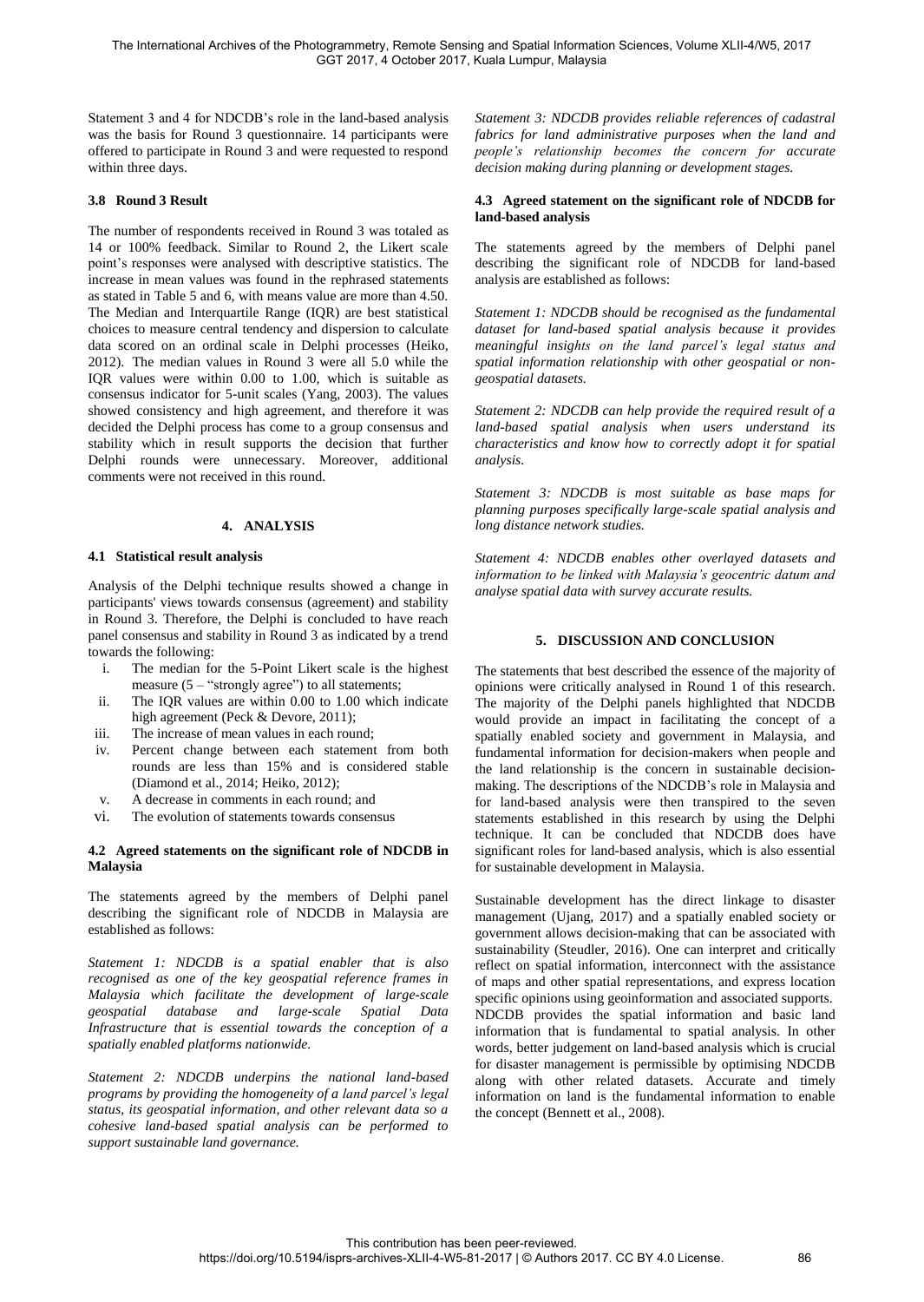Statement 3 and 4 for NDCDB's role in the land-based analysis was the basis for Round 3 questionnaire. 14 participants were offered to participate in Round 3 and were requested to respond within three days.

### 3.8 Round 3 Result

The number of respondents received in Round 3 was totaled as 14 or 100% feedback. Similar to Round 2, the Likert scale point's responses were analysed with descriptive statistics. The increase in mean values was found in the rephrased statements as stated in Table 5 and 6, with means value are more than 4.50. The Median and Interquartile Range (IQR) are best statistical choices to measure central tendency and dispersion to calculate data scored on an ordinal scale in Delphi processes (Heiko, 2012). The median values in Round 3 were all 5.0 while the IQR values were within 0.00 to 1.00, which is suitable as consensus indicator for 5-unit scales (Yang, 2003). The values showed consistency and high agreement, and therefore it was decided the Delphi process has come to a group consensus and stability which in result supports the decision that further Delphi rounds were unnecessary. Moreover, additional comments were not received in this round.

## 4. ANALYSIS

### 4.1 Statistical result analysis

Analysis of the Delphi technique results showed a change in participants' views towards consensus (agreement) and stability in Round 3. Therefore, the Delphi is concluded to have reach panel consensus and stability in Round 3 as indicated by a trend towards the following:

i. The median for the 5-Point Likert scale is the highest measure (5 – "strongly agree") to all statements;
ii. The IQR values are within 0.00 to 1.00 which indicate high agreement (Peck & Devore, 2011);
iii. The increase of mean values in each round;
iv. Percent change between each statement from both rounds are less than 15% and is considered stable (Diamond et al., 2014; Heiko, 2012);
v. A decrease in comments in each round; and
vi. The evolution of statements towards consensus

### 4.2 Agreed statements on the significant role of NDCDB in Malaysia

The statements agreed by the members of Delphi panel describing the significant role of NDCDB in Malaysia are established as follows:

*Statement 1: NDCDB is a spatial enabler that is also recognised as one of the key geospatial reference frames in Malaysia which facilitate the development of large-scale geospatial database and large-scale Spatial Data Infrastructure that is essential towards the conception of a spatially enabled platforms nationwide.*

*Statement 2: NDCDB underpins the national land-based programs by providing the homogeneity of a land parcel's legal status, its geospatial information, and other relevant data so a cohesive land-based spatial analysis can be performed to support sustainable land governance.*

*Statement 3: NDCDB provides reliable references of cadastral fabrics for land administrative purposes when the land and people's relationship becomes the concern for accurate decision making during planning or development stages.*

### 4.3 Agreed statement on the significant role of NDCDB for land-based analysis

The statements agreed by the members of Delphi panel describing the significant role of NDCDB for land-based analysis are established as follows:

*Statement 1: NDCDB should be recognised as the fundamental dataset for land-based spatial analysis because it provides meaningful insights on the land parcel's legal status and spatial information relationship with other geospatial or non-geospatial datasets.*

*Statement 2: NDCDB can help provide the required result of a land-based spatial analysis when users understand its characteristics and know how to correctly adopt it for spatial analysis.*

*Statement 3: NDCDB is most suitable as base maps for planning purposes specifically large-scale spatial analysis and long distance network studies.*

*Statement 4: NDCDB enables other overlayed datasets and information to be linked with Malaysia's geocentric datum and analyse spatial data with survey accurate results.*

## 5. DISCUSSION AND CONCLUSION

The statements that best described the essence of the majority of opinions were critically analysed in Round 1 of this research. The majority of the Delphi panels highlighted that NDCDB would provide an impact in facilitating the concept of a spatially enabled society and government in Malaysia, and fundamental information for decision-makers when people and the land relationship is the concern in sustainable decision-making. The descriptions of the NDCDB's role in Malaysia and for land-based analysis were then transpired to the seven statements established in this research by using the Delphi technique. It can be concluded that NDCDB does have significant roles for land-based analysis, which is also essential for sustainable development in Malaysia.

Sustainable development has the direct linkage to disaster management (Ujang, 2017) and a spatially enabled society or government allows decision-making that can be associated with sustainability (Steudler, 2016). One can interpret and critically reflect on spatial information, interconnect with the assistance of maps and other spatial representations, and express location specific opinions using geoinformation and associated supports. NDCDB provides the spatial information and basic land information that is fundamental to spatial analysis. In other words, better judgement on land-based analysis which is crucial for disaster management is permissible by optimising NDCDB along with other related datasets. Accurate and timely information on land is the fundamental information to enable the concept (Bennett et al., 2008).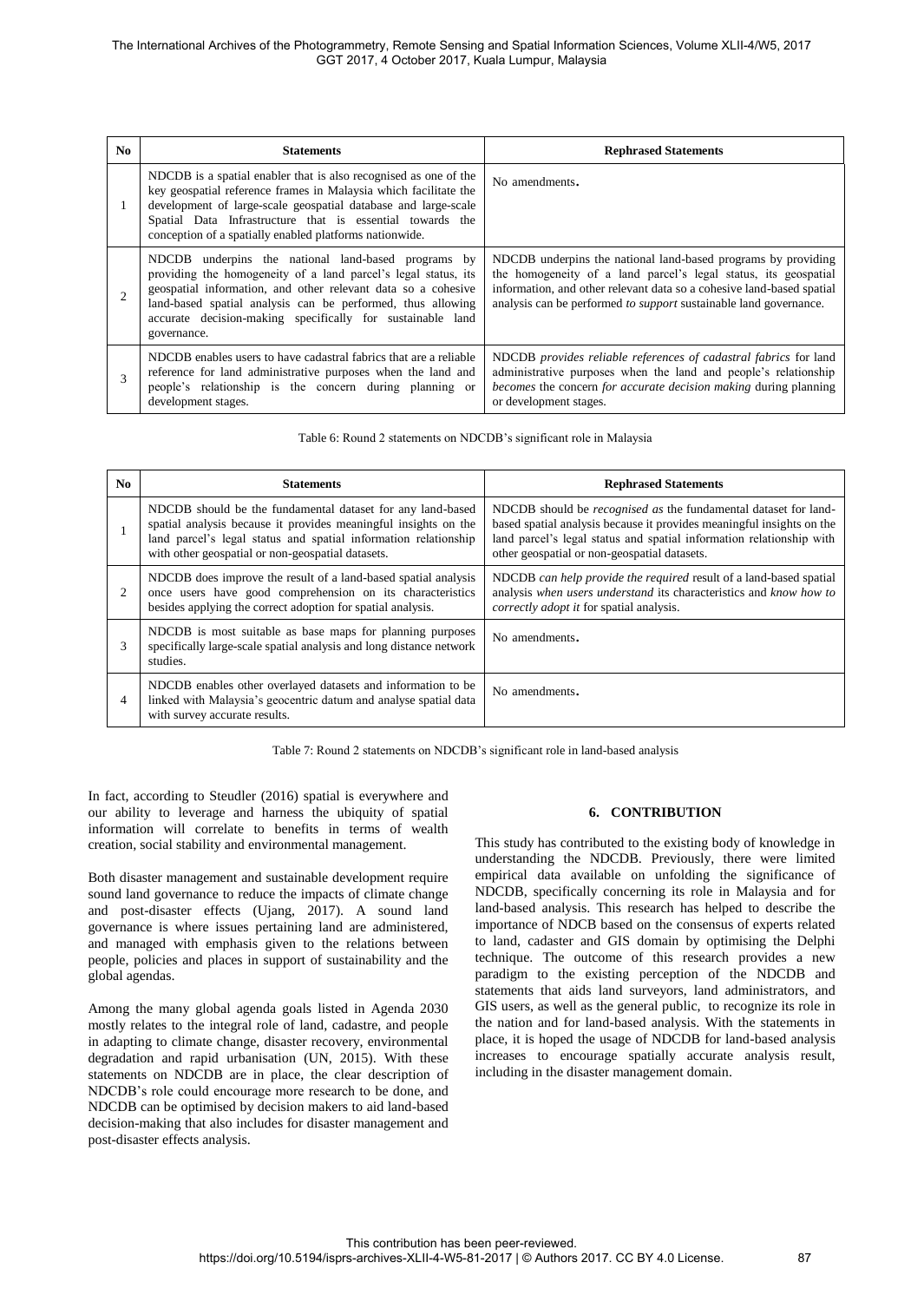| No | Statements | Rephrased Statements |
|---|---|---|
| 1 | NDCDB is a spatial enabler that is also recognised as one of the key geospatial reference frames in Malaysia which facilitate the development of large-scale geospatial database and large-scale Spatial Data Infrastructure that is essential towards the conception of a spatially enabled platforms nationwide. | No amendments. |
| 2 | NDCDB underpins the national land-based programs by providing the homogeneity of a land parcel's legal status, its geospatial information, and other relevant data so a cohesive land-based spatial analysis can be performed, thus allowing accurate decision-making specifically for sustainable land governance. | NDCDB underpins the national land-based programs by providing the homogeneity of a land parcel's legal status, its geospatial information, and other relevant data so a cohesive land-based spatial analysis can be performed *to support* sustainable land governance. |
| 3 | NDCDB enables users to have cadastral fabrics that are a reliable reference for land administrative purposes when the land and people's relationship is the concern during planning or development stages. | NDCDB *provides reliable references of cadastral fabrics* for land administrative purposes when the land and people's relationship *becomes* the concern *for accurate decision making* during planning or development stages. |

Table 6: Round 2 statements on NDCDB's significant role in Malaysia

| No | Statements | Rephrased Statements |
|---|---|---|
| 1 | NDCDB should be the fundamental dataset for any land-based spatial analysis because it provides meaningful insights on the land parcel's legal status and spatial information relationship with other geospatial or non-geospatial datasets. | NDCDB should be *recognised as* the fundamental dataset for land-based spatial analysis because it provides meaningful insights on the land parcel's legal status and spatial information relationship with other geospatial or non-geospatial datasets. |
| 2 | NDCDB does improve the result of a land-based spatial analysis once users have good comprehension on its characteristics besides applying the correct adoption for spatial analysis. | NDCDB *can help provide the required* result of a land-based spatial analysis *when users understand* its characteristics and *know how to correctly adopt it* for spatial analysis. |
| 3 | NDCDB is most suitable as base maps for planning purposes specifically large-scale spatial analysis and long distance network studies. | No amendments. |
| 4 | NDCDB enables other overlayed datasets and information to be linked with Malaysia's geocentric datum and analyse spatial data with survey accurate results. | No amendments. |

Table 7: Round 2 statements on NDCDB's significant role in land-based analysis

In fact, according to Steudler (2016) spatial is everywhere and our ability to leverage and harness the ubiquity of spatial information will correlate to benefits in terms of wealth creation, social stability and environmental management.

Both disaster management and sustainable development require sound land governance to reduce the impacts of climate change and post-disaster effects (Ujang, 2017). A sound land governance is where issues pertaining land are administered, and managed with emphasis given to the relations between people, policies and places in support of sustainability and the global agendas.

Among the many global agenda goals listed in Agenda 2030 mostly relates to the integral role of land, cadastre, and people in adapting to climate change, disaster recovery, environmental degradation and rapid urbanisation (UN, 2015). With these statements on NDCDB are in place, the clear description of NDCDB's role could encourage more research to be done, and NDCDB can be optimised by decision makers to aid land-based decision-making that also includes for disaster management and post-disaster effects analysis.

## 6. CONTRIBUTION

This study has contributed to the existing body of knowledge in understanding the NDCDB. Previously, there were limited empirical data available on unfolding the significance of NDCDB, specifically concerning its role in Malaysia and for land-based analysis. This research has helped to describe the importance of NDCB based on the consensus of experts related to land, cadaster and GIS domain by optimising the Delphi technique. The outcome of this research provides a new paradigm to the existing perception of the NDCDB and statements that aids land surveyors, land administrators, and GIS users, as well as the general public, to recognize its role in the nation and for land-based analysis. With the statements in place, it is hoped the usage of NDCDB for land-based analysis increases to encourage spatially accurate analysis result, including in the disaster management domain.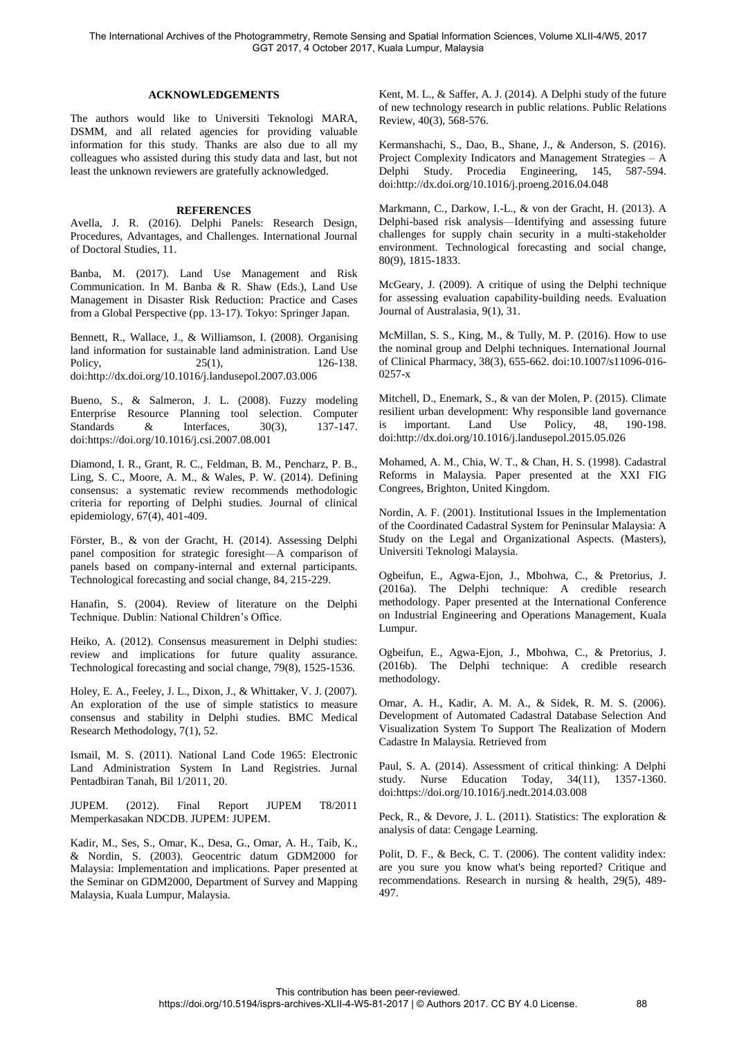## ACKNOWLEDGEMENTS

The authors would like to Universiti Teknologi MARA, DSMM, and all related agencies for providing valuable information for this study. Thanks are also due to all my colleagues who assisted during this study data and last, but not least the unknown reviewers are gratefully acknowledged.

## REFERENCES

Avella, J. R. (2016). Delphi Panels: Research Design, Procedures, Advantages, and Challenges. International Journal of Doctoral Studies, 11.

Banba, M. (2017). Land Use Management and Risk Communication. In M. Banba & R. Shaw (Eds.), Land Use Management in Disaster Risk Reduction: Practice and Cases from a Global Perspective (pp. 13-17). Tokyo: Springer Japan.

Bennett, R., Wallace, J., & Williamson, I. (2008). Organising land information for sustainable land administration. Land Use Policy, 25(1), 126-138. doi:http://dx.doi.org/10.1016/j.landusepol.2007.03.006

Bueno, S., & Salmeron, J. L. (2008). Fuzzy modeling Enterprise Resource Planning tool selection. Computer Standards & Interfaces, 30(3), 137-147. doi:https://doi.org/10.1016/j.csi.2007.08.001

Diamond, I. R., Grant, R. C., Feldman, B. M., Pencharz, P. B., Ling, S. C., Moore, A. M., & Wales, P. W. (2014). Defining consensus: a systematic review recommends methodologic criteria for reporting of Delphi studies. Journal of clinical epidemiology, 67(4), 401-409.

Förster, B., & von der Gracht, H. (2014). Assessing Delphi panel composition for strategic foresight—A comparison of panels based on company-internal and external participants. Technological forecasting and social change, 84, 215-229.

Hanafin, S. (2004). Review of literature on the Delphi Technique. Dublin: National Children's Office.

Heiko, A. (2012). Consensus measurement in Delphi studies: review and implications for future quality assurance. Technological forecasting and social change, 79(8), 1525-1536.

Holey, E. A., Feeley, J. L., Dixon, J., & Whittaker, V. J. (2007). An exploration of the use of simple statistics to measure consensus and stability in Delphi studies. BMC Medical Research Methodology, 7(1), 52.

Ismail, M. S. (2011). National Land Code 1965: Electronic Land Administration System In Land Registries. Jurnal Pentadbiran Tanah, Bil 1/2011, 20.

JUPEM. (2012). Final Report JUPEM T8/2011 Memperkasakan NDCDB. JUPEM: JUPEM.

Kadir, M., Ses, S., Omar, K., Desa, G., Omar, A. H., Taib, K., & Nordin, S. (2003). Geocentric datum GDM2000 for Malaysia: Implementation and implications. Paper presented at the Seminar on GDM2000, Department of Survey and Mapping Malaysia, Kuala Lumpur, Malaysia.

Kent, M. L., & Saffer, A. J. (2014). A Delphi study of the future of new technology research in public relations. Public Relations Review, 40(3), 568-576.

Kermanshachi, S., Dao, B., Shane, J., & Anderson, S. (2016). Project Complexity Indicators and Management Strategies – A Delphi Study. Procedia Engineering, 145, 587-594. doi:http://dx.doi.org/10.1016/j.proeng.2016.04.048

Markmann, C., Darkow, I.-L., & von der Gracht, H. (2013). A Delphi-based risk analysis—Identifying and assessing future challenges for supply chain security in a multi-stakeholder environment. Technological forecasting and social change, 80(9), 1815-1833.

McGeary, J. (2009). A critique of using the Delphi technique for assessing evaluation capability-building needs. Evaluation Journal of Australasia, 9(1), 31.

McMillan, S. S., King, M., & Tully, M. P. (2016). How to use the nominal group and Delphi techniques. International Journal of Clinical Pharmacy, 38(3), 655-662. doi:10.1007/s11096-016-0257-x

Mitchell, D., Enemark, S., & van der Molen, P. (2015). Climate resilient urban development: Why responsible land governance is important. Land Use Policy, 48, 190-198. doi:http://dx.doi.org/10.1016/j.landusepol.2015.05.026

Mohamed, A. M., Chia, W. T., & Chan, H. S. (1998). Cadastral Reforms in Malaysia. Paper presented at the XXI FIG Congrees, Brighton, United Kingdom.

Nordin, A. F. (2001). Institutional Issues in the Implementation of the Coordinated Cadastral System for Peninsular Malaysia: A Study on the Legal and Organizational Aspects. (Masters), Universiti Teknologi Malaysia.

Ogbeifun, E., Agwa-Ejon, J., Mbohwa, C., & Pretorius, J. (2016a). The Delphi technique: A credible research methodology. Paper presented at the International Conference on Industrial Engineering and Operations Management, Kuala Lumpur.

Ogbeifun, E., Agwa-Ejon, J., Mbohwa, C., & Pretorius, J. (2016b). The Delphi technique: A credible research methodology.

Omar, A. H., Kadir, A. M. A., & Sidek, R. M. S. (2006). Development of Automated Cadastral Database Selection And Visualization System To Support The Realization of Modern Cadastre In Malaysia. Retrieved from

Paul, S. A. (2014). Assessment of critical thinking: A Delphi study. Nurse Education Today, 34(11), 1357-1360. doi:https://doi.org/10.1016/j.nedt.2014.03.008

Peck, R., & Devore, J. L. (2011). Statistics: The exploration & analysis of data: Cengage Learning.

Polit, D. F., & Beck, C. T. (2006). The content validity index: are you sure you know what's being reported? Critique and recommendations. Research in nursing & health, 29(5), 489-497.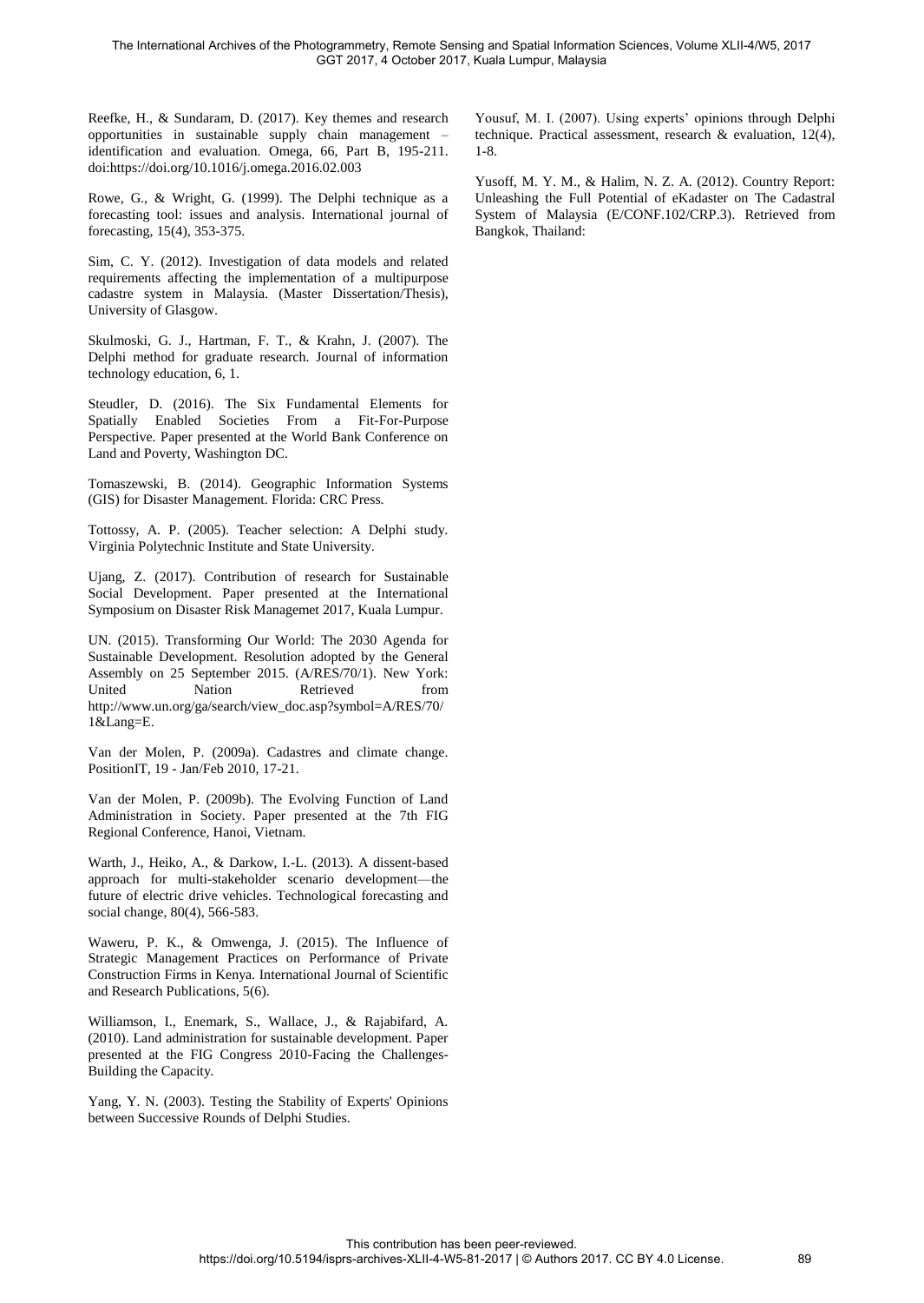Reefke, H., & Sundaram, D. (2017). Key themes and research opportunities in sustainable supply chain management – identification and evaluation. Omega, 66, Part B, 195-211. doi:https://doi.org/10.1016/j.omega.2016.02.003

Rowe, G., & Wright, G. (1999). The Delphi technique as a forecasting tool: issues and analysis. International journal of forecasting, 15(4), 353-375.

Sim, C. Y. (2012). Investigation of data models and related requirements affecting the implementation of a multipurpose cadastre system in Malaysia. (Master Dissertation/Thesis), University of Glasgow.

Skulmoski, G. J., Hartman, F. T., & Krahn, J. (2007). The Delphi method for graduate research. Journal of information technology education, 6, 1.

Steudler, D. (2016). The Six Fundamental Elements for Spatially Enabled Societies From a Fit-For-Purpose Perspective. Paper presented at the World Bank Conference on Land and Poverty, Washington DC.

Tomaszewski, B. (2014). Geographic Information Systems (GIS) for Disaster Management. Florida: CRC Press.

Tottossy, A. P. (2005). Teacher selection: A Delphi study. Virginia Polytechnic Institute and State University.

Ujang, Z. (2017). Contribution of research for Sustainable Social Development. Paper presented at the International Symposium on Disaster Risk Managemet 2017, Kuala Lumpur.

UN. (2015). Transforming Our World: The 2030 Agenda for Sustainable Development. Resolution adopted by the General Assembly on 25 September 2015. (A/RES/70/1). New York: United Nation Retrieved from http://www.un.org/ga/search/view_doc.asp?symbol=A/RES/70/1&Lang=E.

Van der Molen, P. (2009a). Cadastres and climate change. PositionIT, 19 - Jan/Feb 2010, 17-21.

Van der Molen, P. (2009b). The Evolving Function of Land Administration in Society. Paper presented at the 7th FIG Regional Conference, Hanoi, Vietnam.

Warth, J., Heiko, A., & Darkow, I.-L. (2013). A dissent-based approach for multi-stakeholder scenario development—the future of electric drive vehicles. Technological forecasting and social change, 80(4), 566-583.

Waweru, P. K., & Omwenga, J. (2015). The Influence of Strategic Management Practices on Performance of Private Construction Firms in Kenya. International Journal of Scientific and Research Publications, 5(6).

Williamson, I., Enemark, S., Wallace, J., & Rajabifard, A. (2010). Land administration for sustainable development. Paper presented at the FIG Congress 2010-Facing the Challenges-Building the Capacity.

Yang, Y. N. (2003). Testing the Stability of Experts' Opinions between Successive Rounds of Delphi Studies.

Yousuf, M. I. (2007). Using experts' opinions through Delphi technique. Practical assessment, research & evaluation, 12(4), 1-8.

Yusoff, M. Y. M., & Halim, N. Z. A. (2012). Country Report: Unleashing the Full Potential of eKadaster on The Cadastral System of Malaysia (E/CONF.102/CRP.3). Retrieved from Bangkok, Thailand: